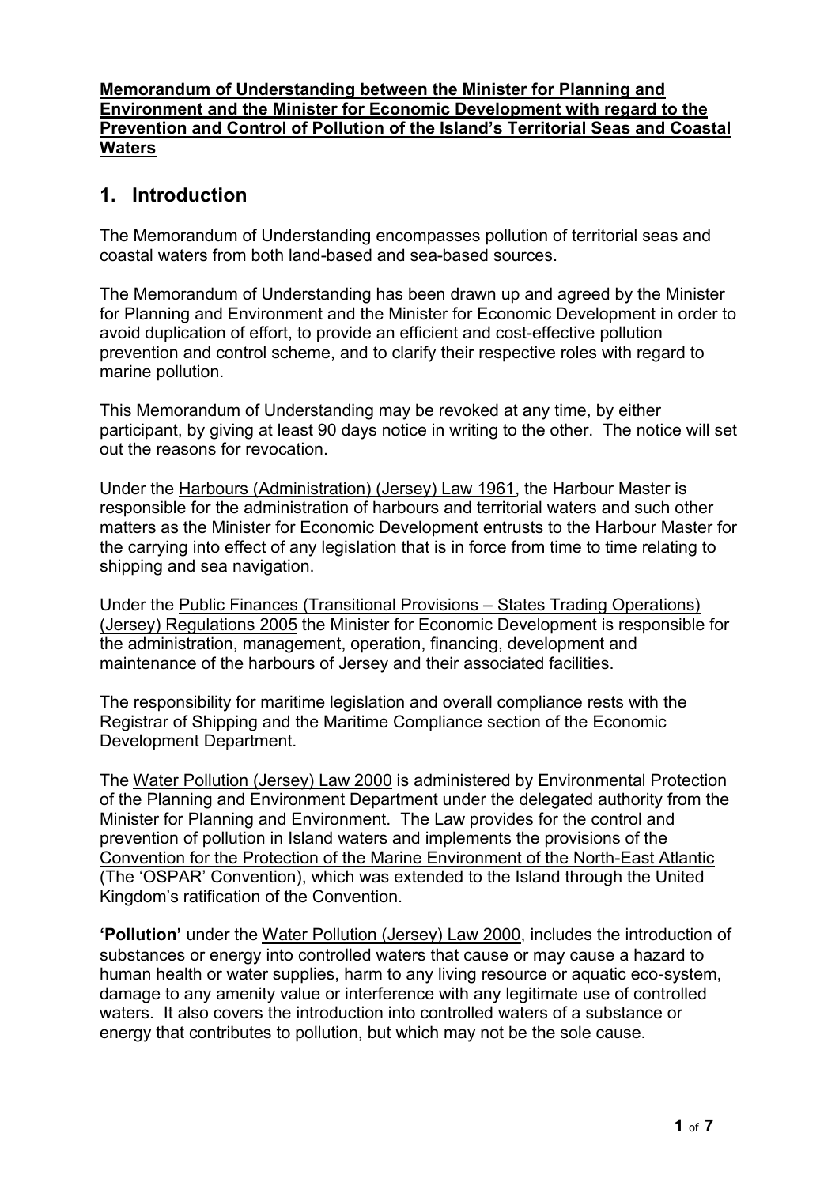**Memorandum of Understanding between the Minister for Planning and Environment and the Minister for Economic Development with regard to the Prevention and Control of Pollution of the Island's Territorial Seas and Coastal Waters**

## 1. Introduction

The Memorandum of Understanding encompasses pollution of territorial seas and coastal waters from both land-based and sea-based sources.

The Memorandum of Understanding has been drawn up and agreed by the Minister for Planning and Environment and the Minister for Economic Development in order to avoid duplication of effort, to provide an efficient and cost-effective pollution prevention and control scheme, and to clarify their respective roles with regard to marine pollution.

This Memorandum of Understanding may be revoked at any time, by either participant, by giving at least 90 days notice in writing to the other. The notice will set out the reasons for revocation.

Under the Harbours (Administration) (Jersey) Law 1961, the Harbour Master is responsible for the administration of harbours and territorial waters and such other matters as the Minister for Economic Development entrusts to the Harbour Master for the carrying into effect of any legislation that is in force from time to time relating to shipping and sea navigation.

Under the Public Finances (Transitional Provisions – States Trading Operations) (Jersey) Regulations 2005 the Minister for Economic Development is responsible for the administration, management, operation, financing, development and maintenance of the harbours of Jersey and their associated facilities.

The responsibility for maritime legislation and overall compliance rests with the Registrar of Shipping and the Maritime Compliance section of the Economic Development Department.

The Water Pollution (Jersey) Law 2000 is administered by Environmental Protection of the Planning and Environment Department under the delegated authority from the Minister for Planning and Environment. The Law provides for the control and prevention of pollution in Island waters and implements the provisions of the Convention for the Protection of the Marine Environment of the North-East Atlantic (The 'OSPAR' Convention), which was extended to the Island through the United Kingdom's ratification of the Convention.

**'Pollution'** under the Water Pollution (Jersey) Law 2000, includes the introduction of substances or energy into controlled waters that cause or may cause a hazard to human health or water supplies, harm to any living resource or aquatic eco-system, damage to any amenity value or interference with any legitimate use of controlled waters. It also covers the introduction into controlled waters of a substance or energy that contributes to pollution, but which may not be the sole cause.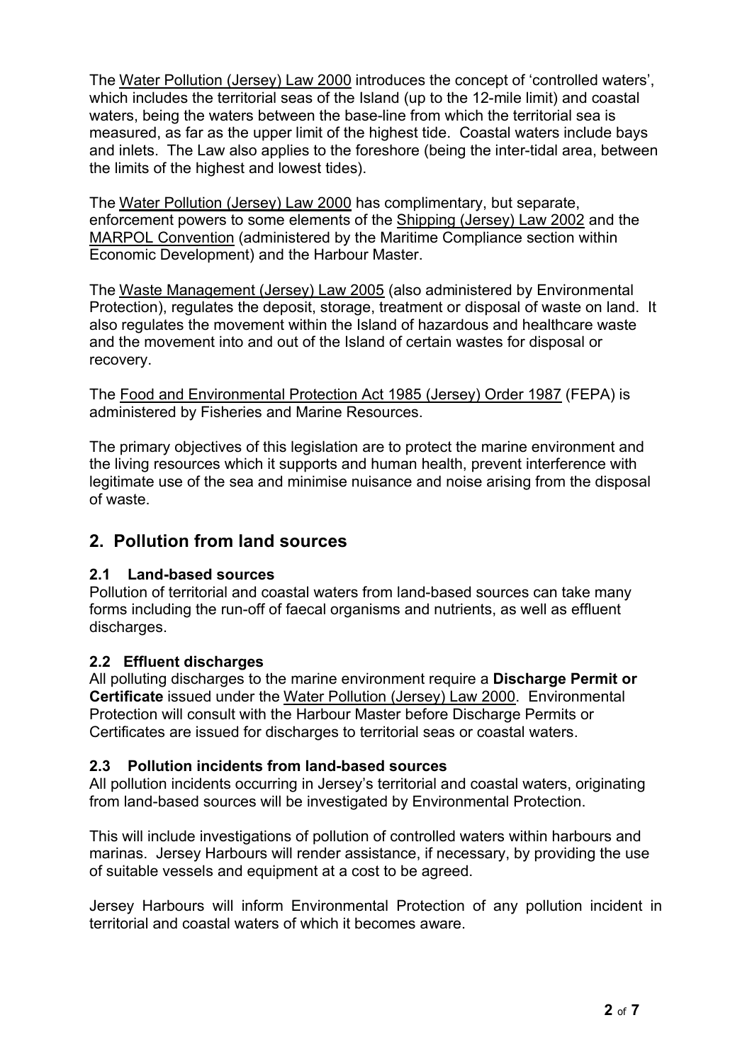The Water Pollution (Jersey) Law 2000 introduces the concept of 'controlled waters', which includes the territorial seas of the Island (up to the 12-mile limit) and coastal waters, being the waters between the base-line from which the territorial sea is measured, as far as the upper limit of the highest tide. Coastal waters include bays and inlets. The Law also applies to the foreshore (being the inter-tidal area, between the limits of the highest and lowest tides).

The Water Pollution (Jersey) Law 2000 has complimentary, but separate, enforcement powers to some elements of the Shipping (Jersey) Law 2002 and the MARPOL Convention (administered by the Maritime Compliance section within Economic Development) and the Harbour Master.

The Waste Management (Jersey) Law 2005 (also administered by Environmental Protection), regulates the deposit, storage, treatment or disposal of waste on land. It also regulates the movement within the Island of hazardous and healthcare waste and the movement into and out of the Island of certain wastes for disposal or recovery.

The Food and Environmental Protection Act 1985 (Jersey) Order 1987 (FEPA) is administered by Fisheries and Marine Resources.

The primary objectives of this legislation are to protect the marine environment and the living resources which it supports and human health, prevent interference with legitimate use of the sea and minimise nuisance and noise arising from the disposal of waste.

## 2. Pollution from land sources

### 2.1 Land-based sources

Pollution of territorial and coastal waters from land-based sources can take many forms including the run-off of faecal organisms and nutrients, as well as effluent discharges.

### 2.2 Effluent discharges

All polluting discharges to the marine environment require a **Discharge Permit or Certificate** issued under the Water Pollution (Jersey) Law 2000. Environmental Protection will consult with the Harbour Master before Discharge Permits or Certificates are issued for discharges to territorial seas or coastal waters.

### 2.3 Pollution incidents from land-based sources

All pollution incidents occurring in Jersey's territorial and coastal waters, originating from land-based sources will be investigated by Environmental Protection.

This will include investigations of pollution of controlled waters within harbours and marinas. Jersey Harbours will render assistance, if necessary, by providing the use of suitable vessels and equipment at a cost to be agreed.

Jersey Harbours will inform Environmental Protection of any pollution incident in territorial and coastal waters of which it becomes aware.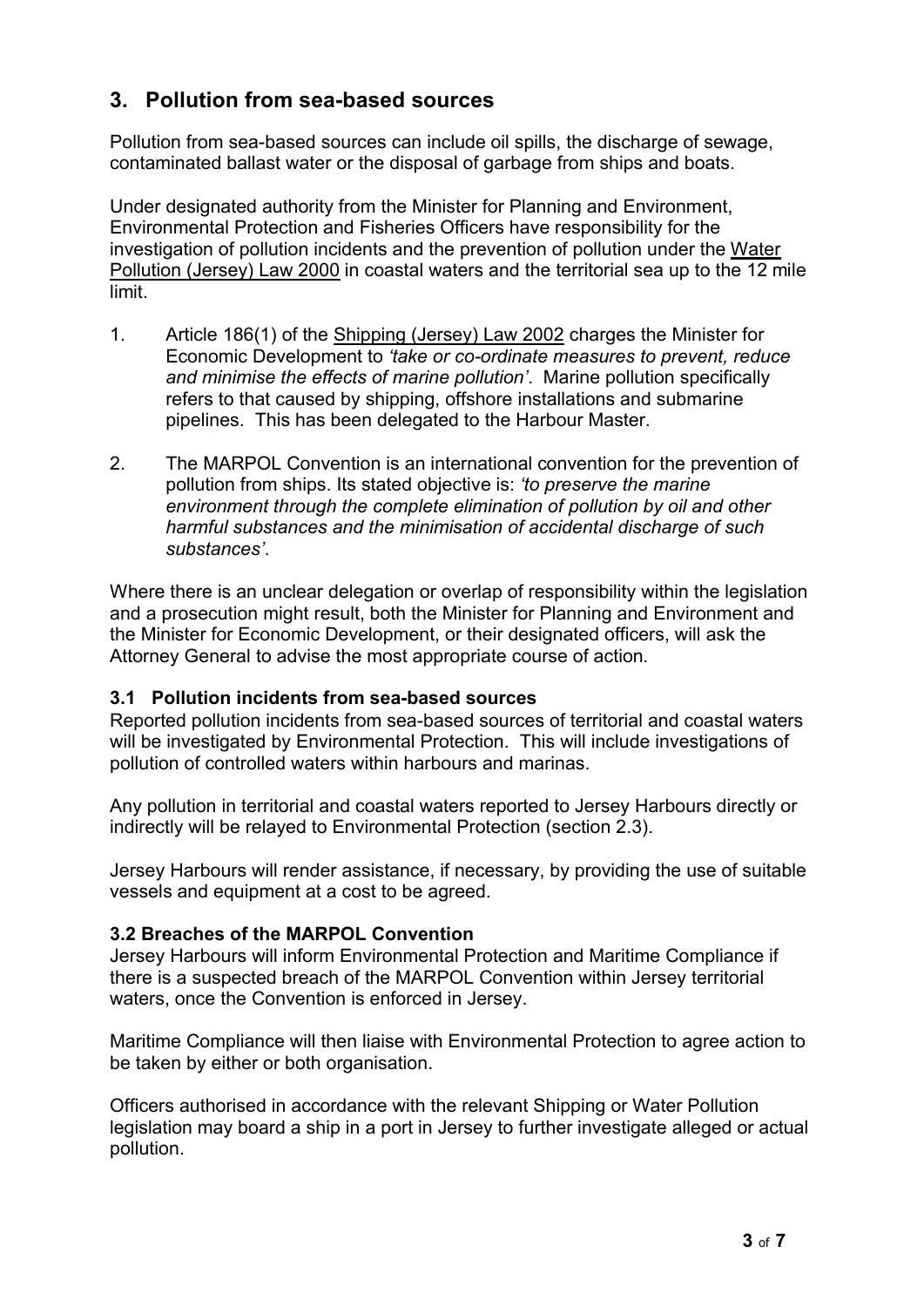## 3. Pollution from sea-based sources

Pollution from sea-based sources can include oil spills, the discharge of sewage, contaminated ballast water or the disposal of garbage from ships and boats.

Under designated authority from the Minister for Planning and Environment, Environmental Protection and Fisheries Officers have responsibility for the investigation of pollution incidents and the prevention of pollution under the Water Pollution (Jersey) Law 2000 in coastal waters and the territorial sea up to the 12 mile limit.

1. Article 186(1) of the Shipping (Jersey) Law 2002 charges the Minister for Economic Development to *'take or co-ordinate measures to prevent, reduce and minimise the effects of marine pollution'*. Marine pollution specifically refers to that caused by shipping, offshore installations and submarine pipelines. This has been delegated to the Harbour Master.

2. The MARPOL Convention is an international convention for the prevention of pollution from ships. Its stated objective is: *'to preserve the marine environment through the complete elimination of pollution by oil and other harmful substances and the minimisation of accidental discharge of such substances'*.

Where there is an unclear delegation or overlap of responsibility within the legislation and a prosecution might result, both the Minister for Planning and Environment and the Minister for Economic Development, or their designated officers, will ask the Attorney General to advise the most appropriate course of action.

### 3.1 Pollution incidents from sea-based sources

Reported pollution incidents from sea-based sources of territorial and coastal waters will be investigated by Environmental Protection. This will include investigations of pollution of controlled waters within harbours and marinas.

Any pollution in territorial and coastal waters reported to Jersey Harbours directly or indirectly will be relayed to Environmental Protection (section 2.3).

Jersey Harbours will render assistance, if necessary, by providing the use of suitable vessels and equipment at a cost to be agreed.

### 3.2 Breaches of the MARPOL Convention

Jersey Harbours will inform Environmental Protection and Maritime Compliance if there is a suspected breach of the MARPOL Convention within Jersey territorial waters, once the Convention is enforced in Jersey.

Maritime Compliance will then liaise with Environmental Protection to agree action to be taken by either or both organisation.

Officers authorised in accordance with the relevant Shipping or Water Pollution legislation may board a ship in a port in Jersey to further investigate alleged or actual pollution.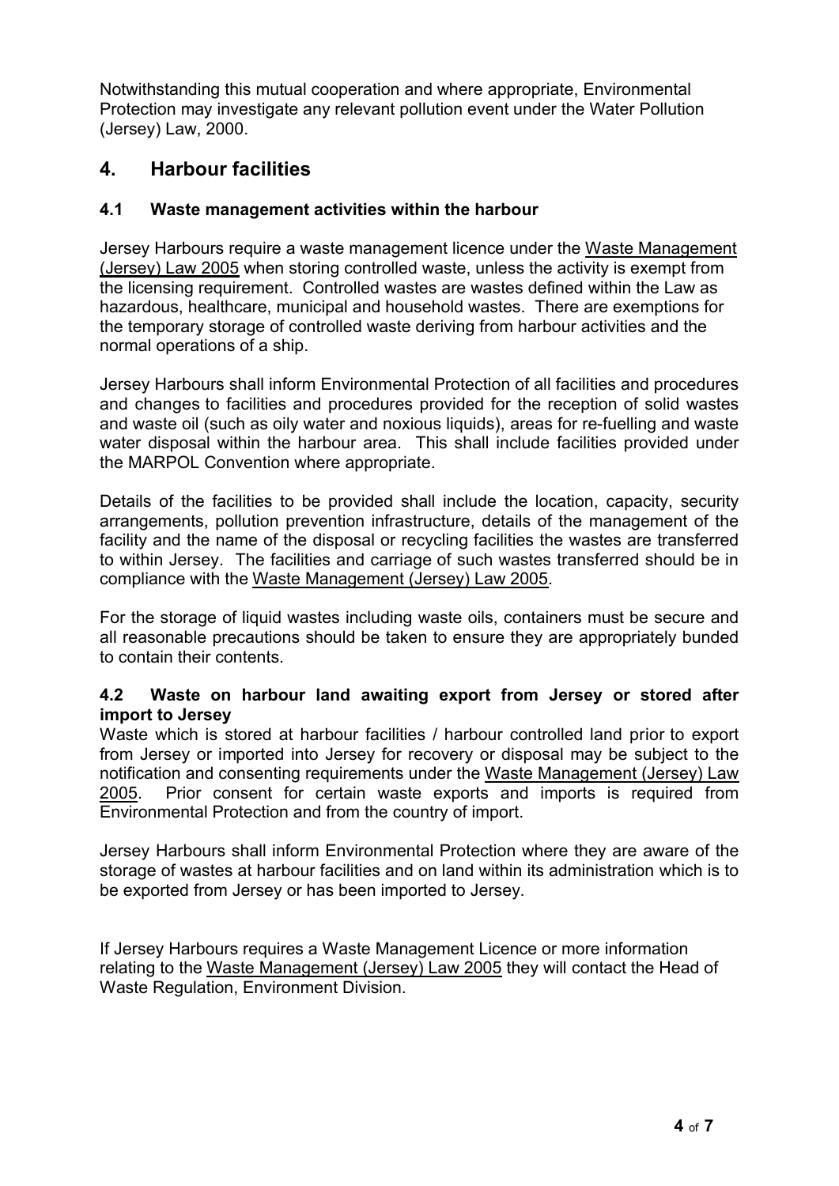Notwithstanding this mutual cooperation and where appropriate, Environmental Protection may investigate any relevant pollution event under the Water Pollution (Jersey) Law, 2000.

## 4. Harbour facilities

### 4.1 Waste management activities within the harbour

Jersey Harbours require a waste management licence under the Waste Management (Jersey) Law 2005 when storing controlled waste, unless the activity is exempt from the licensing requirement. Controlled wastes are wastes defined within the Law as hazardous, healthcare, municipal and household wastes. There are exemptions for the temporary storage of controlled waste deriving from harbour activities and the normal operations of a ship.

Jersey Harbours shall inform Environmental Protection of all facilities and procedures and changes to facilities and procedures provided for the reception of solid wastes and waste oil (such as oily water and noxious liquids), areas for re-fuelling and waste water disposal within the harbour area. This shall include facilities provided under the MARPOL Convention where appropriate.

Details of the facilities to be provided shall include the location, capacity, security arrangements, pollution prevention infrastructure, details of the management of the facility and the name of the disposal or recycling facilities the wastes are transferred to within Jersey. The facilities and carriage of such wastes transferred should be in compliance with the Waste Management (Jersey) Law 2005.

For the storage of liquid wastes including waste oils, containers must be secure and all reasonable precautions should be taken to ensure they are appropriately bunded to contain their contents.

### 4.2 Waste on harbour land awaiting export from Jersey or stored after import to Jersey

Waste which is stored at harbour facilities / harbour controlled land prior to export from Jersey or imported into Jersey for recovery or disposal may be subject to the notification and consenting requirements under the Waste Management (Jersey) Law 2005. Prior consent for certain waste exports and imports is required from Environmental Protection and from the country of import.

Jersey Harbours shall inform Environmental Protection where they are aware of the storage of wastes at harbour facilities and on land within its administration which is to be exported from Jersey or has been imported to Jersey.

If Jersey Harbours requires a Waste Management Licence or more information relating to the Waste Management (Jersey) Law 2005 they will contact the Head of Waste Regulation, Environment Division.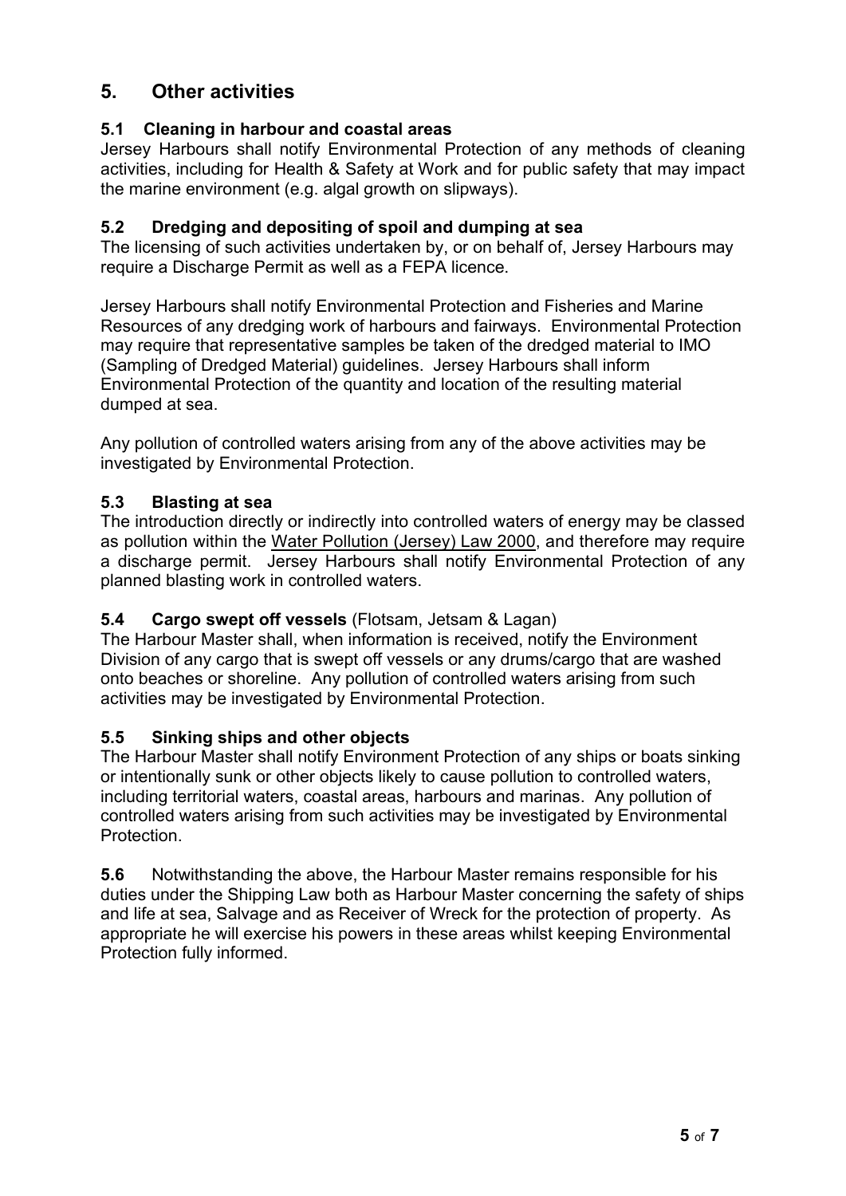## 5. Other activities

### 5.1 Cleaning in harbour and coastal areas

Jersey Harbours shall notify Environmental Protection of any methods of cleaning activities, including for Health & Safety at Work and for public safety that may impact the marine environment (e.g. algal growth on slipways).

### 5.2 Dredging and depositing of spoil and dumping at sea

The licensing of such activities undertaken by, or on behalf of, Jersey Harbours may require a Discharge Permit as well as a FEPA licence.

Jersey Harbours shall notify Environmental Protection and Fisheries and Marine Resources of any dredging work of harbours and fairways. Environmental Protection may require that representative samples be taken of the dredged material to IMO (Sampling of Dredged Material) guidelines. Jersey Harbours shall inform Environmental Protection of the quantity and location of the resulting material dumped at sea.

Any pollution of controlled waters arising from any of the above activities may be investigated by Environmental Protection.

### 5.3 Blasting at sea

The introduction directly or indirectly into controlled waters of energy may be classed as pollution within the Water Pollution (Jersey) Law 2000, and therefore may require a discharge permit. Jersey Harbours shall notify Environmental Protection of any planned blasting work in controlled waters.

### 5.4 Cargo swept off vessels (Flotsam, Jetsam & Lagan)

The Harbour Master shall, when information is received, notify the Environment Division of any cargo that is swept off vessels or any drums/cargo that are washed onto beaches or shoreline. Any pollution of controlled waters arising from such activities may be investigated by Environmental Protection.

### 5.5 Sinking ships and other objects

The Harbour Master shall notify Environment Protection of any ships or boats sinking or intentionally sunk or other objects likely to cause pollution to controlled waters, including territorial waters, coastal areas, harbours and marinas. Any pollution of controlled waters arising from such activities may be investigated by Environmental Protection.

**5.6** Notwithstanding the above, the Harbour Master remains responsible for his duties under the Shipping Law both as Harbour Master concerning the safety of ships and life at sea, Salvage and as Receiver of Wreck for the protection of property. As appropriate he will exercise his powers in these areas whilst keeping Environmental Protection fully informed.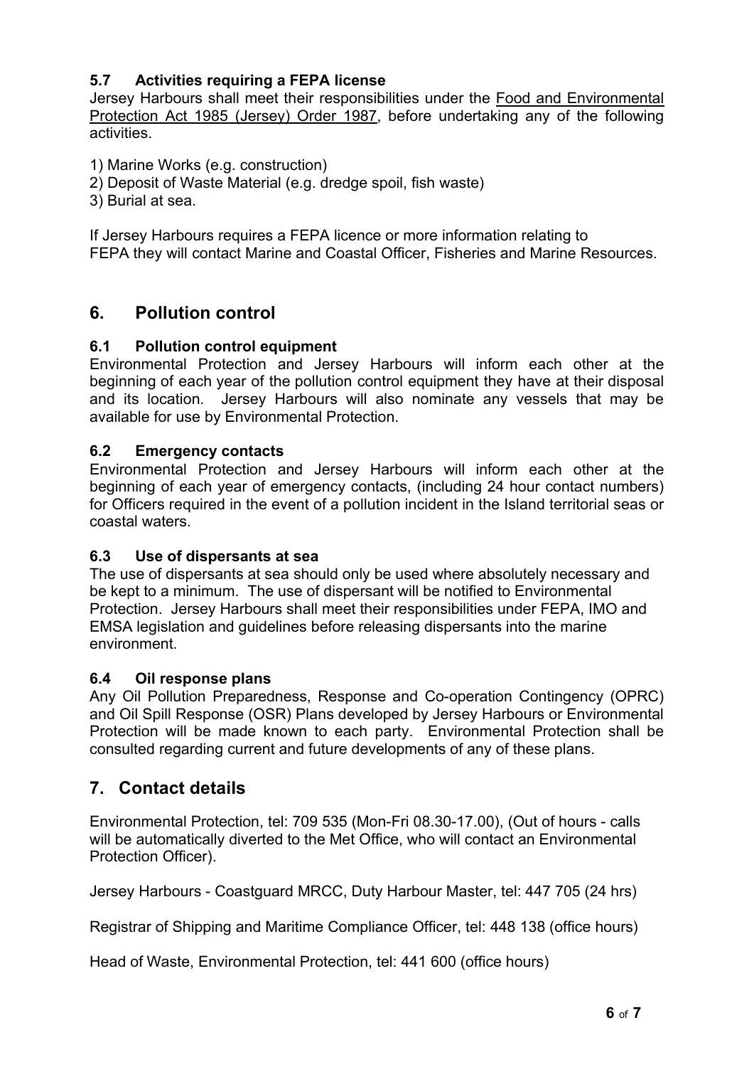### 5.7 Activities requiring a FEPA license

Jersey Harbours shall meet their responsibilities under the Food and Environmental Protection Act 1985 (Jersey) Order 1987, before undertaking any of the following activities.

1) Marine Works (e.g. construction)
2) Deposit of Waste Material (e.g. dredge spoil, fish waste)
3) Burial at sea.

If Jersey Harbours requires a FEPA licence or more information relating to FEPA they will contact Marine and Coastal Officer, Fisheries and Marine Resources.

## 6. Pollution control

### 6.1 Pollution control equipment

Environmental Protection and Jersey Harbours will inform each other at the beginning of each year of the pollution control equipment they have at their disposal and its location. Jersey Harbours will also nominate any vessels that may be available for use by Environmental Protection.

### 6.2 Emergency contacts

Environmental Protection and Jersey Harbours will inform each other at the beginning of each year of emergency contacts, (including 24 hour contact numbers) for Officers required in the event of a pollution incident in the Island territorial seas or coastal waters.

### 6.3 Use of dispersants at sea

The use of dispersants at sea should only be used where absolutely necessary and be kept to a minimum. The use of dispersant will be notified to Environmental Protection. Jersey Harbours shall meet their responsibilities under FEPA, IMO and EMSA legislation and guidelines before releasing dispersants into the marine environment.

### 6.4 Oil response plans

Any Oil Pollution Preparedness, Response and Co-operation Contingency (OPRC) and Oil Spill Response (OSR) Plans developed by Jersey Harbours or Environmental Protection will be made known to each party. Environmental Protection shall be consulted regarding current and future developments of any of these plans.

## 7. Contact details

Environmental Protection, tel: 709 535 (Mon-Fri 08.30-17.00), (Out of hours - calls will be automatically diverted to the Met Office, who will contact an Environmental Protection Officer).

Jersey Harbours - Coastguard MRCC, Duty Harbour Master, tel: 447 705 (24 hrs)

Registrar of Shipping and Maritime Compliance Officer, tel: 448 138 (office hours)

Head of Waste, Environmental Protection, tel: 441 600 (office hours)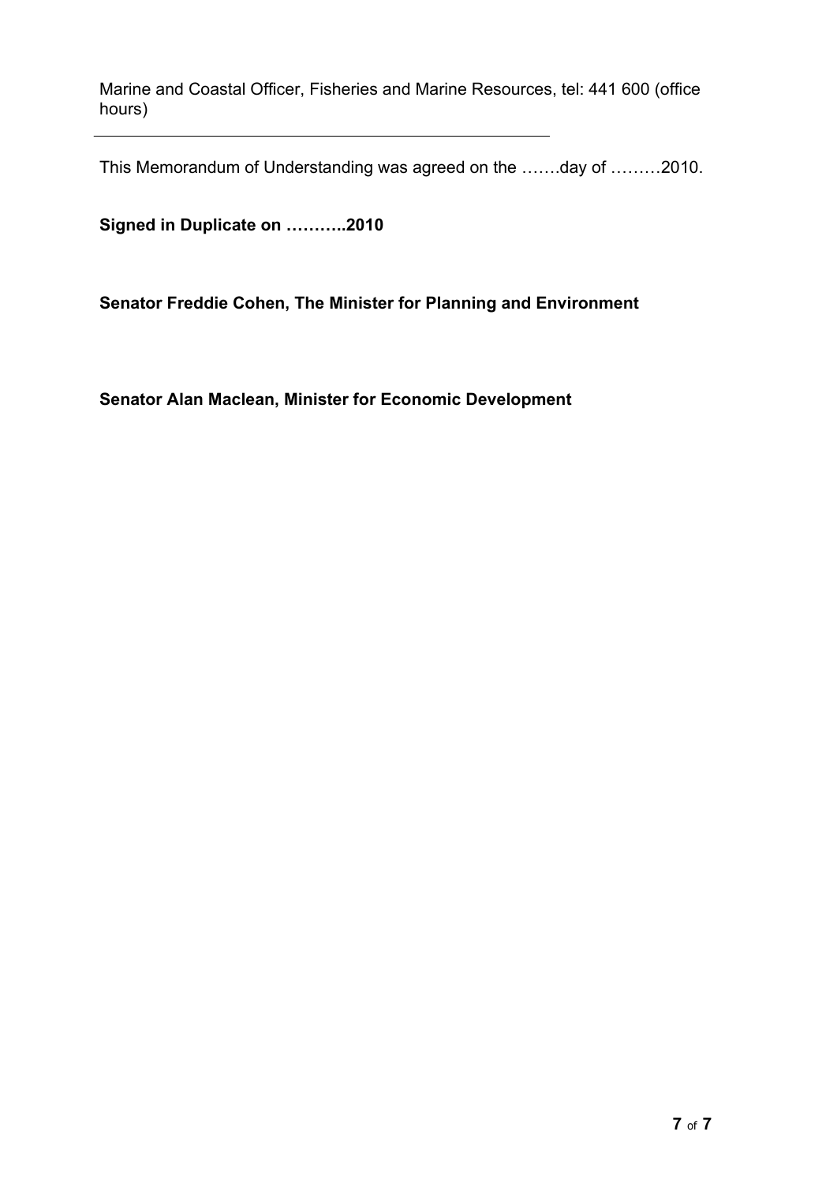Marine and Coastal Officer, Fisheries and Marine Resources, tel: 441 600 (office hours)

---

This Memorandum of Understanding was agreed on the …….day of ………2010.

**Signed in Duplicate on ………..2010**

**Senator Freddie Cohen, The Minister for Planning and Environment**

**Senator Alan Maclean, Minister for Economic Development**